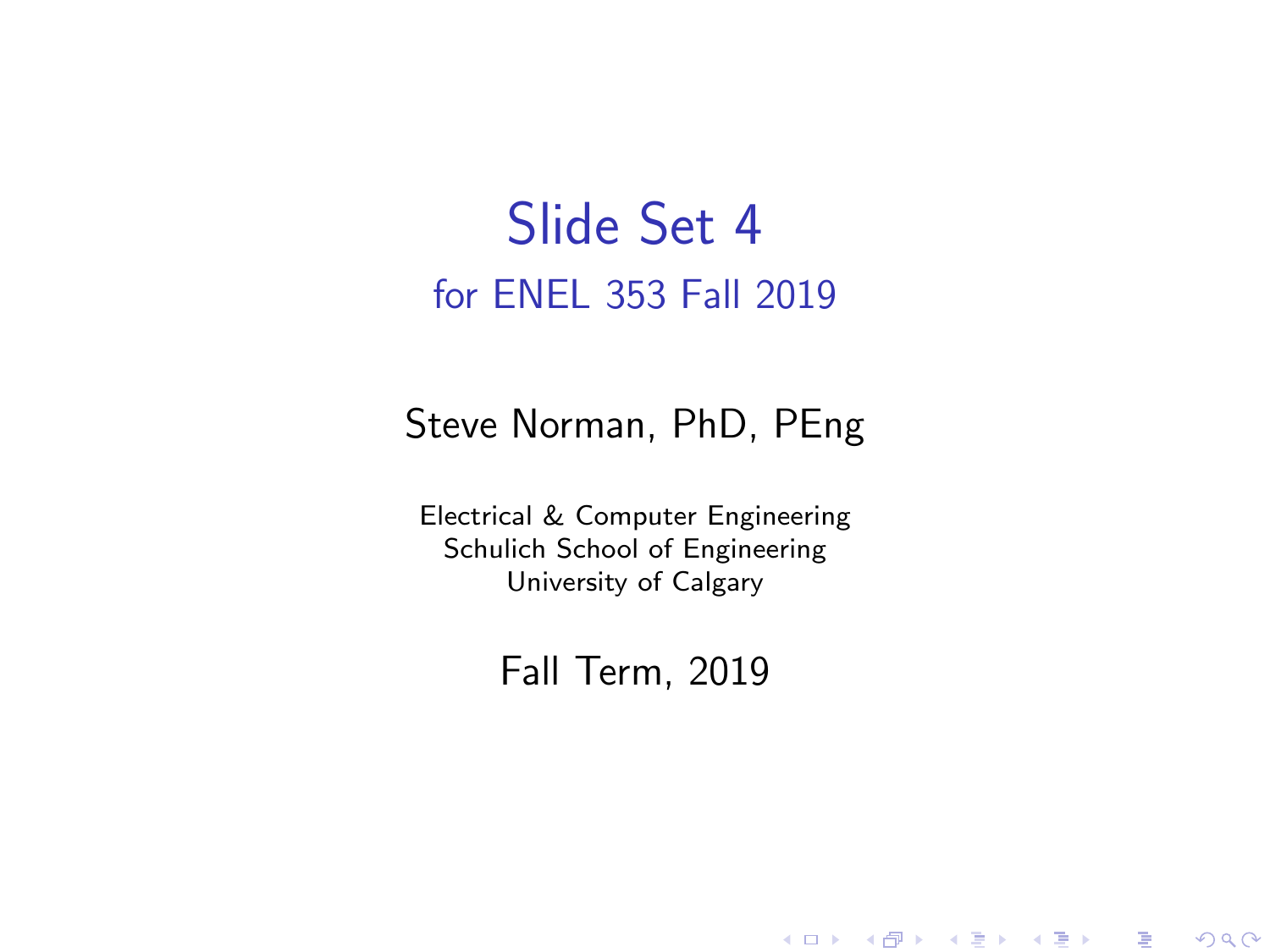# Slide Set 4

## for ENEL 353 Fall 2019

Steve Norman, PhD, PEng

Electrical & Computer Engineering
Schulich School of Engineering
University of Calgary

Fall Term, 2019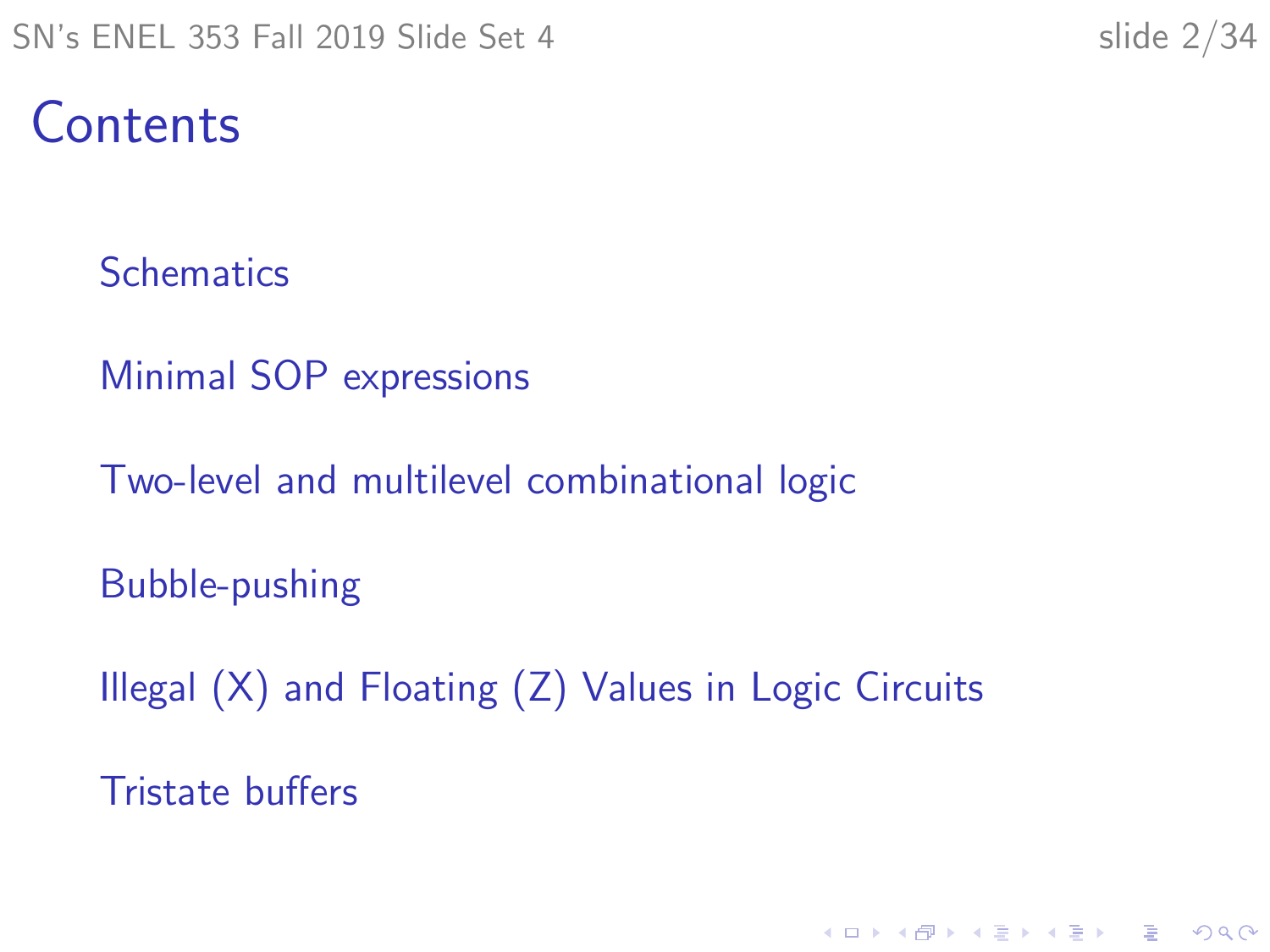# Contents

- Schematics
- Minimal SOP expressions
- Two-level and multilevel combinational logic
- Bubble-pushing
- Illegal (X) and Floating (Z) Values in Logic Circuits
- Tristate buffers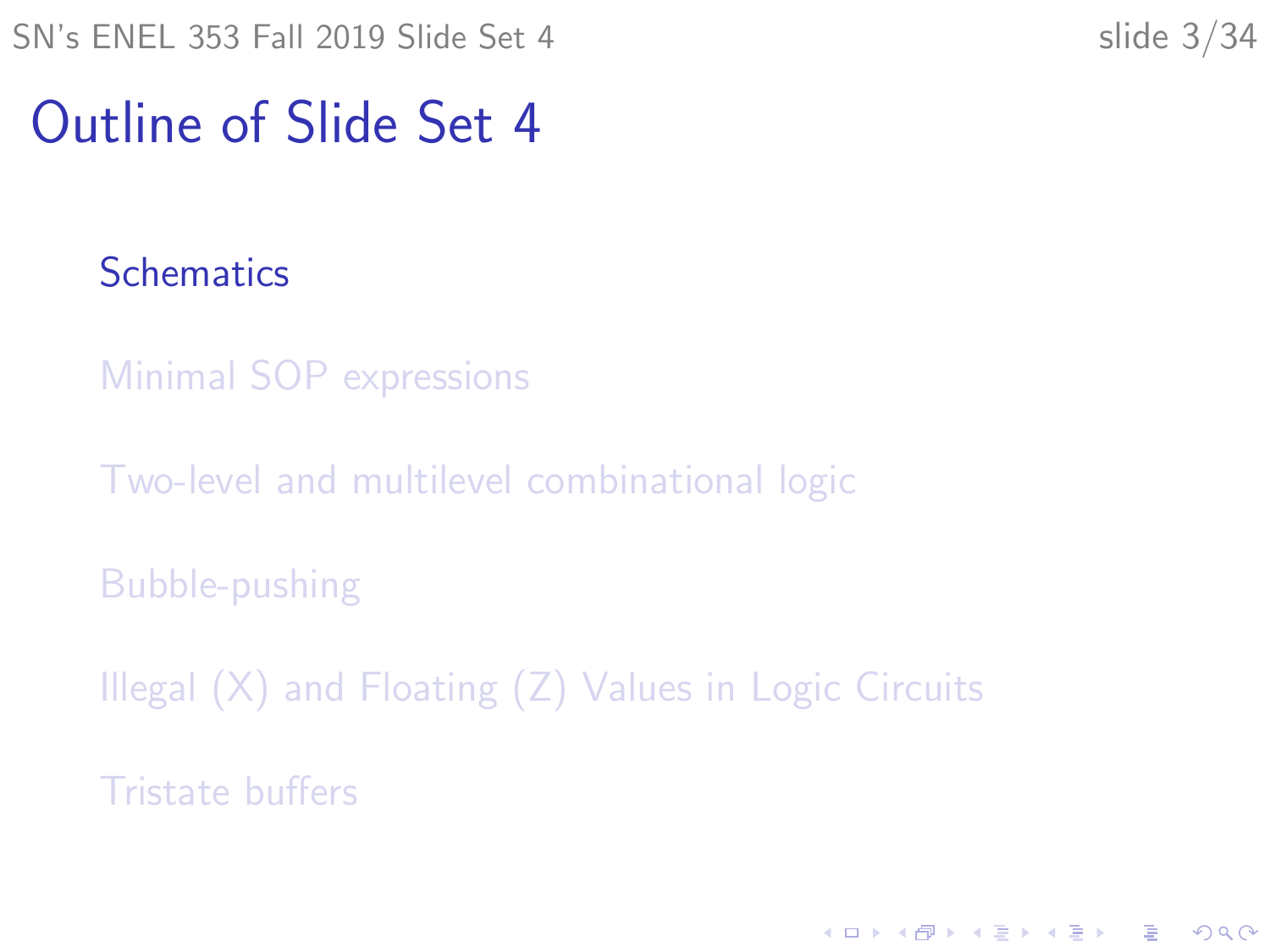# Outline of Slide Set 4

- Schematics
- Minimal SOP expressions
- Two-level and multilevel combinational logic
- Bubble-pushing
- Illegal (X) and Floating (Z) Values in Logic Circuits
- Tristate buffers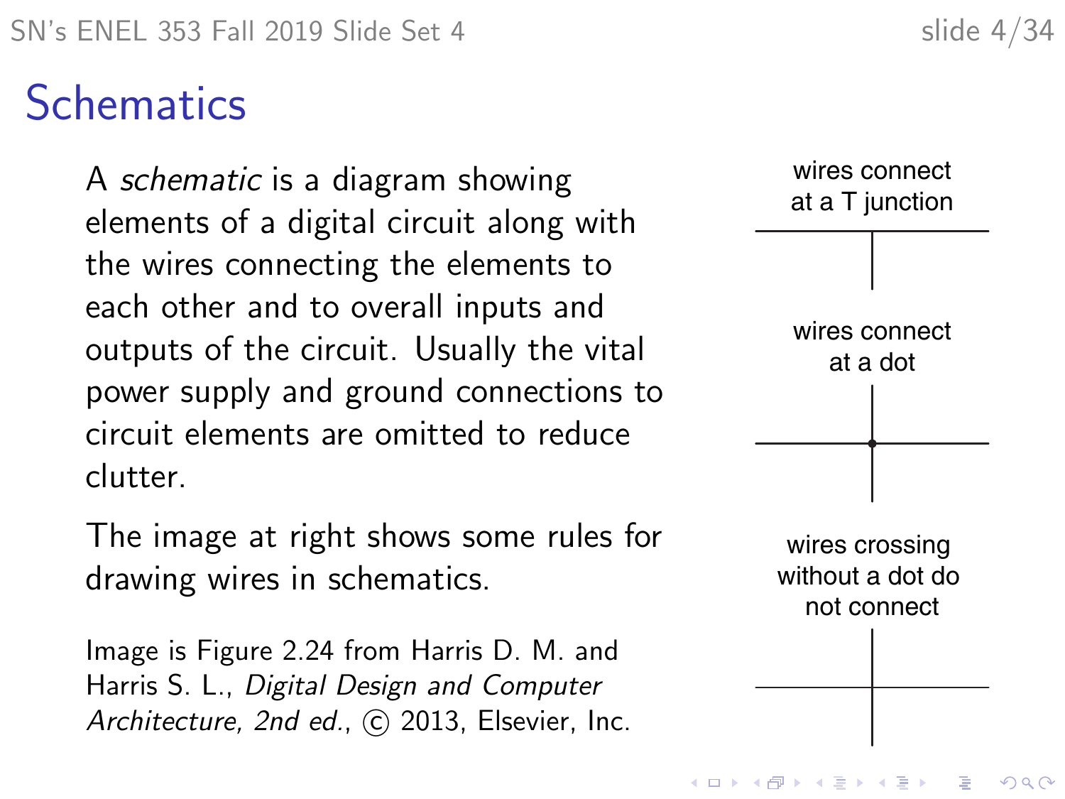# Schematics

A *schematic* is a diagram showing elements of a digital circuit along with the wires connecting the elements to each other and to overall inputs and outputs of the circuit. Usually the vital power supply and ground connections to circuit elements are omitted to reduce clutter.

The image at right shows some rules for drawing wires in schematics.

Image is Figure 2.24 from Harris D. M. and Harris S. L., *Digital Design and Computer Architecture, 2nd ed.*, © 2013, Elsevier, Inc.

wires connect at a T junction

wires connect at a dot

wires crossing without a dot do not connect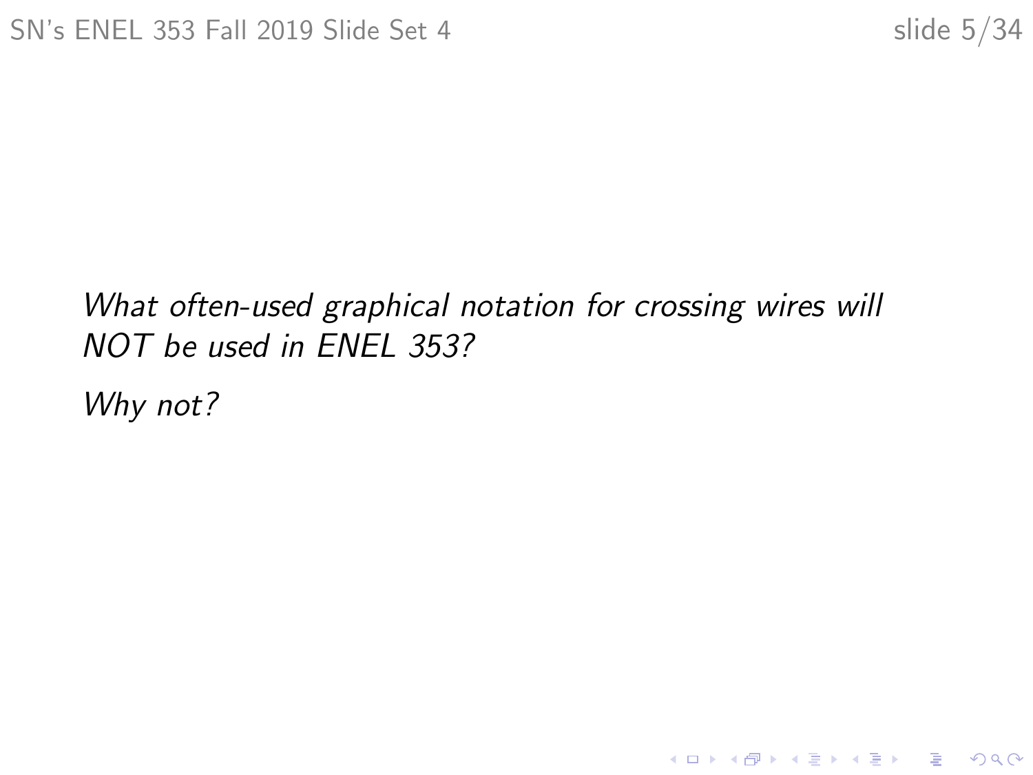*What often-used graphical notation for crossing wires will NOT be used in ENEL 353?*

*Why not?*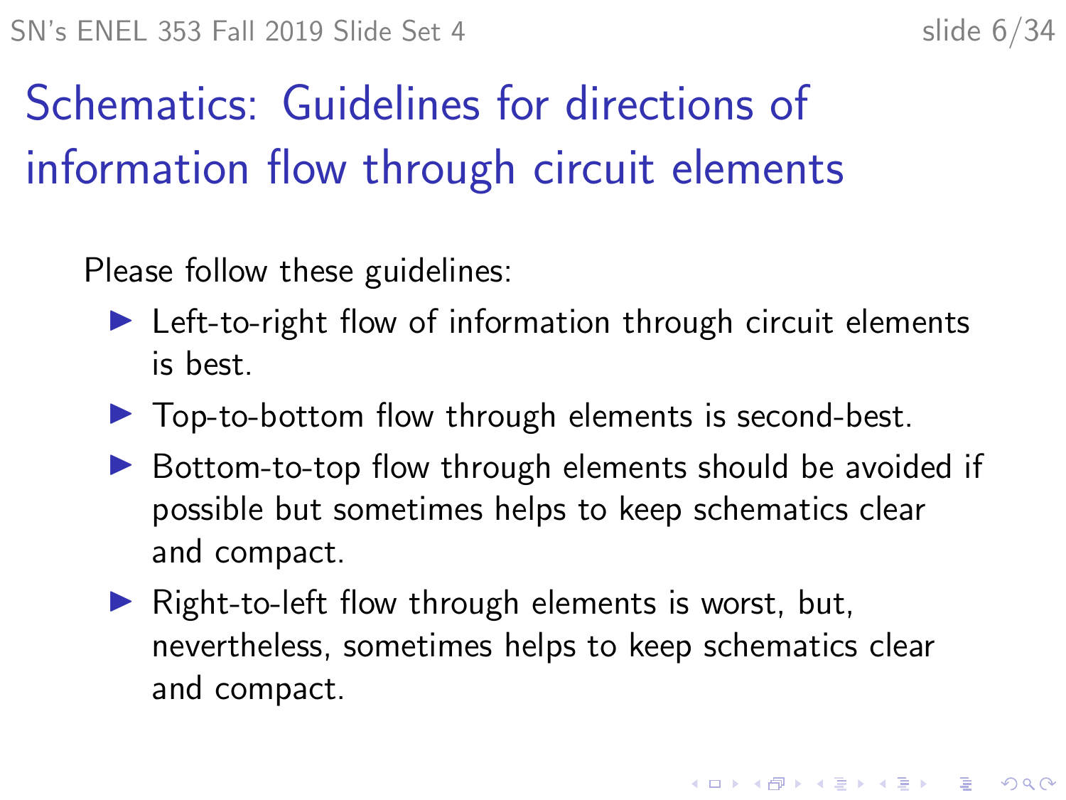# Schematics: Guidelines for directions of information flow through circuit elements

Please follow these guidelines:

- Left-to-right flow of information through circuit elements is best.
- Top-to-bottom flow through elements is second-best.
- Bottom-to-top flow through elements should be avoided if possible but sometimes helps to keep schematics clear and compact.
- Right-to-left flow through elements is worst, but, nevertheless, sometimes helps to keep schematics clear and compact.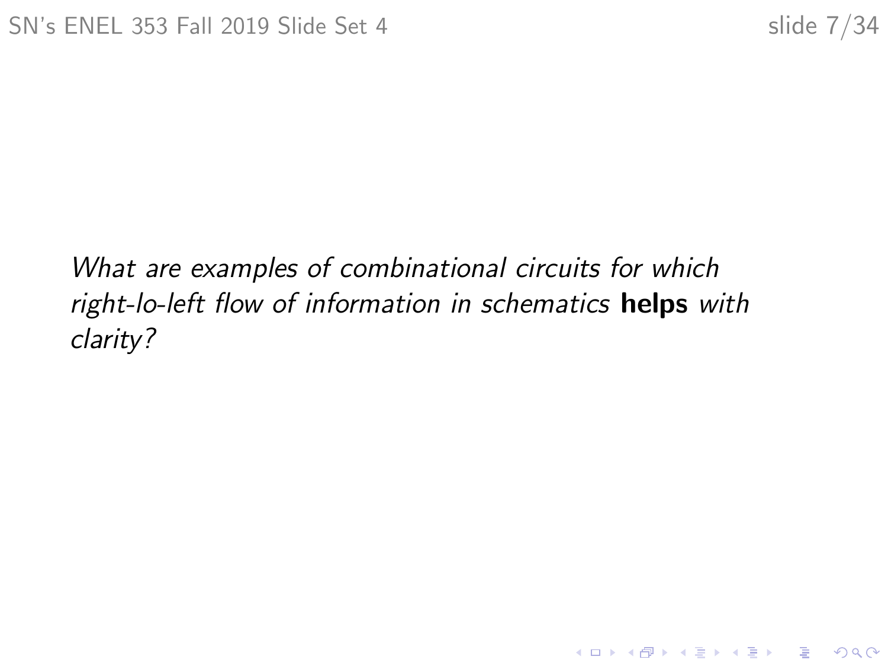*What are examples of combinational circuits for which right-lo-left flow of information in schematics* **helps** *with clarity?*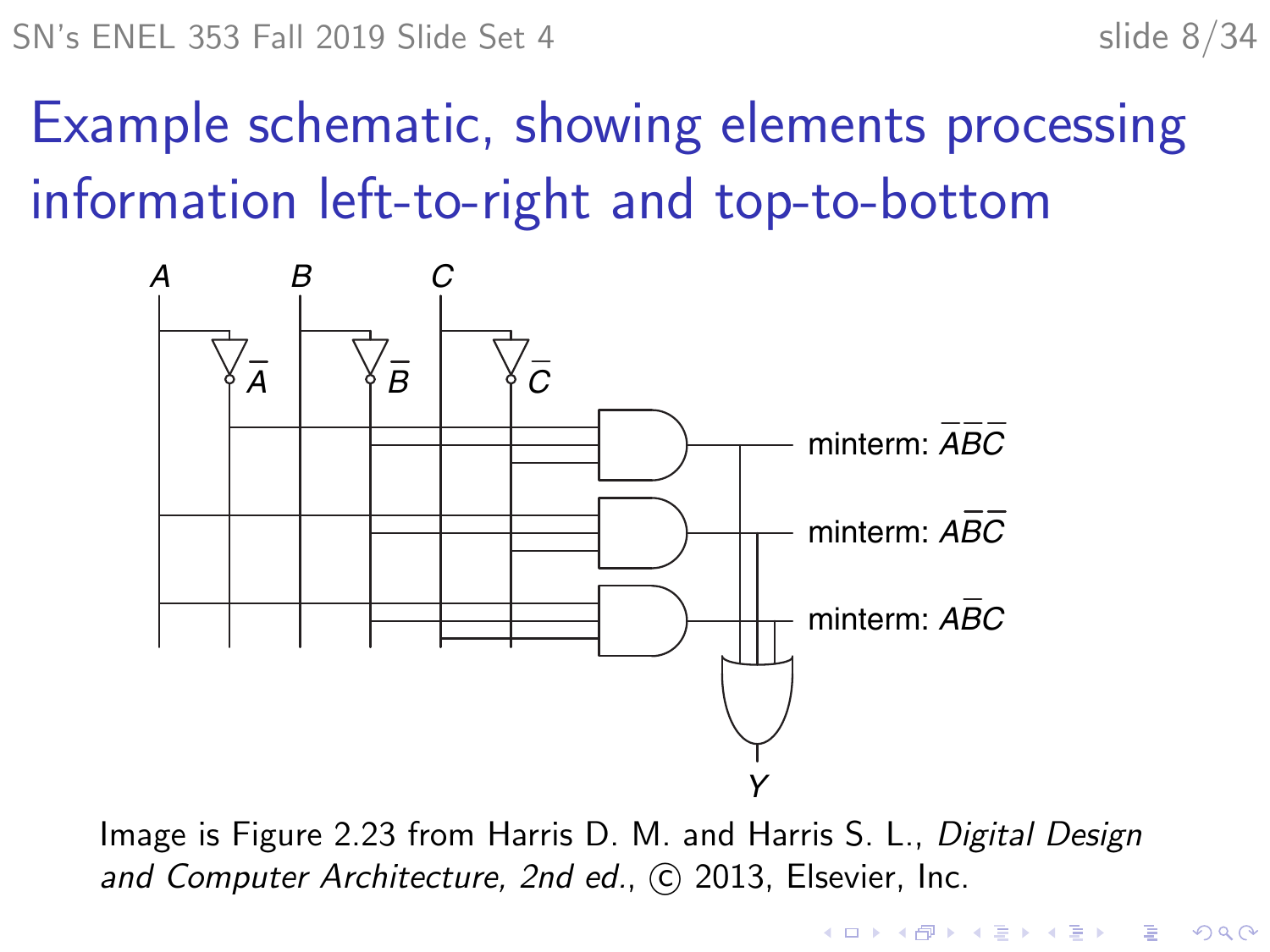# Example schematic, showing elements processing information left-to-right and top-to-bottom

A B C

$\overline{A}$ $\overline{B}$ $\overline{C}$

minterm: $\overline{A}\overline{B}\overline{C}$

minterm: $A\overline{B}\overline{C}$

minterm: $A\overline{B}C$

Y

Image is Figure 2.23 from Harris D. M. and Harris S. L., *Digital Design and Computer Architecture, 2nd ed.*, © 2013, Elsevier, Inc.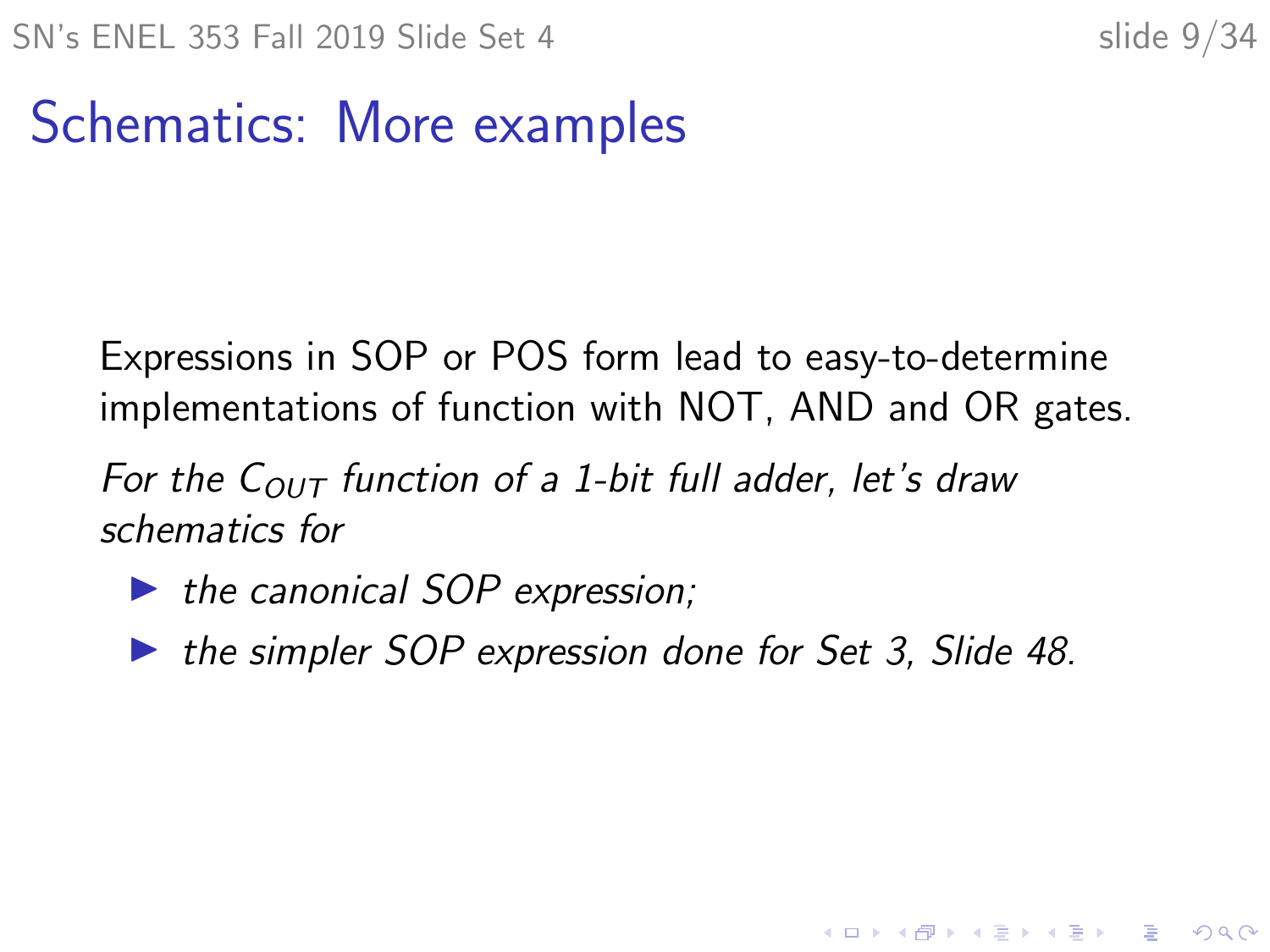# Schematics: More examples

Expressions in SOP or POS form lead to easy-to-determine implementations of function with NOT, AND and OR gates.

*For the $C_{OUT}$ function of a 1-bit full adder, let's draw schematics for*

- *the canonical SOP expression;*
- *the simpler SOP expression done for Set 3, Slide 48.*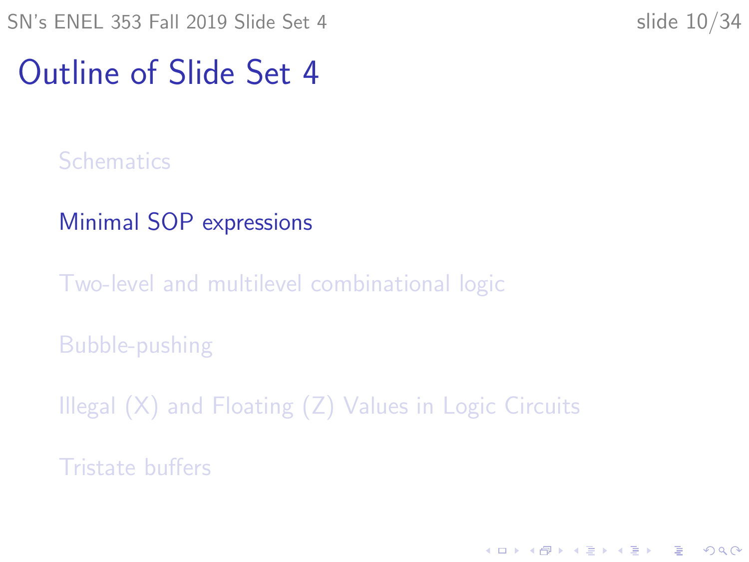# Outline of Slide Set 4

- Schematics
- Minimal SOP expressions
- Two-level and multilevel combinational logic
- Bubble-pushing
- Illegal (X) and Floating (Z) Values in Logic Circuits
- Tristate buffers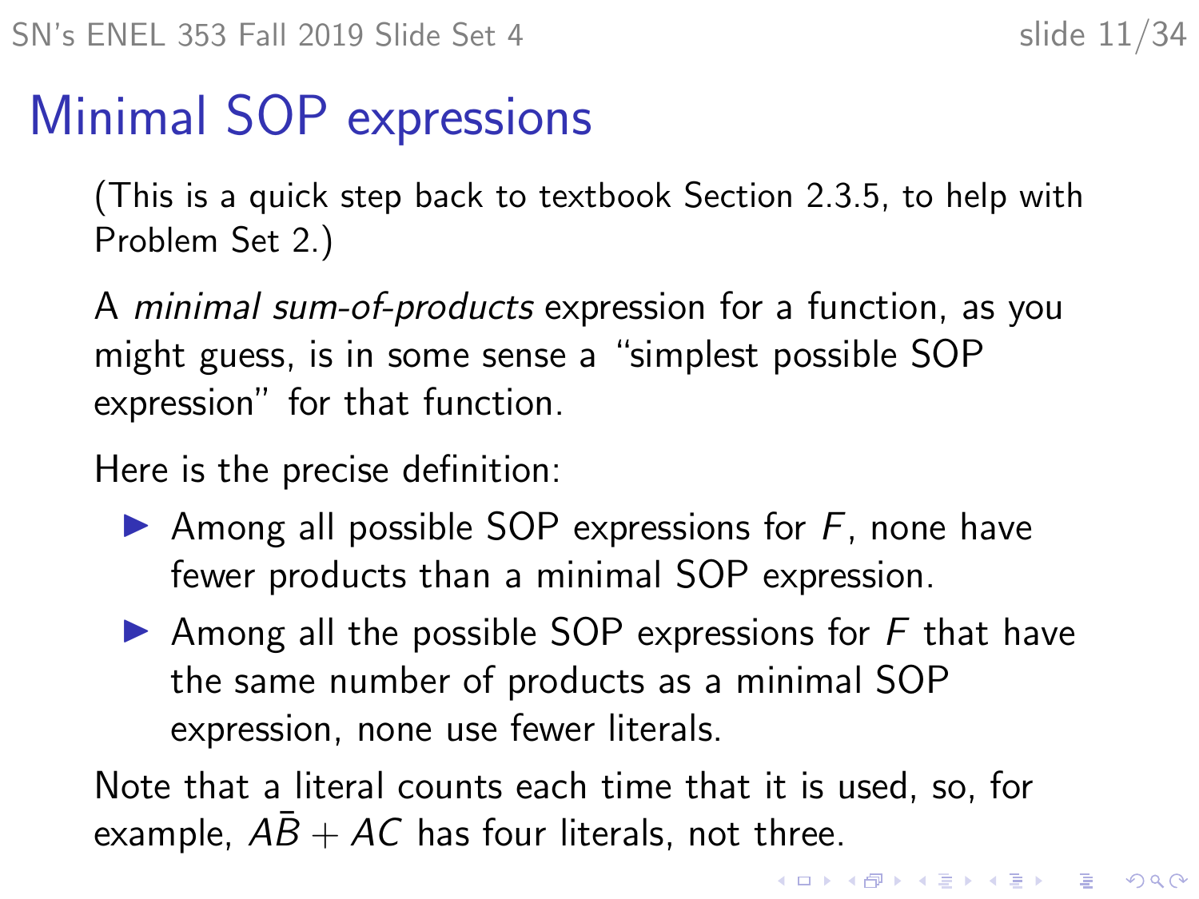# Minimal SOP expressions

(This is a quick step back to textbook Section 2.3.5, to help with Problem Set 2.)

A *minimal sum-of-products* expression for a function, as you might guess, is in some sense a "simplest possible SOP expression" for that function.

Here is the precise definition:

- Among all possible SOP expressions for $F$, none have fewer products than a minimal SOP expression.
- Among all the possible SOP expressions for $F$ that have the same number of products as a minimal SOP expression, none use fewer literals.

Note that a literal counts each time that it is used, so, for example, $A\bar{B} + AC$ has four literals, not three.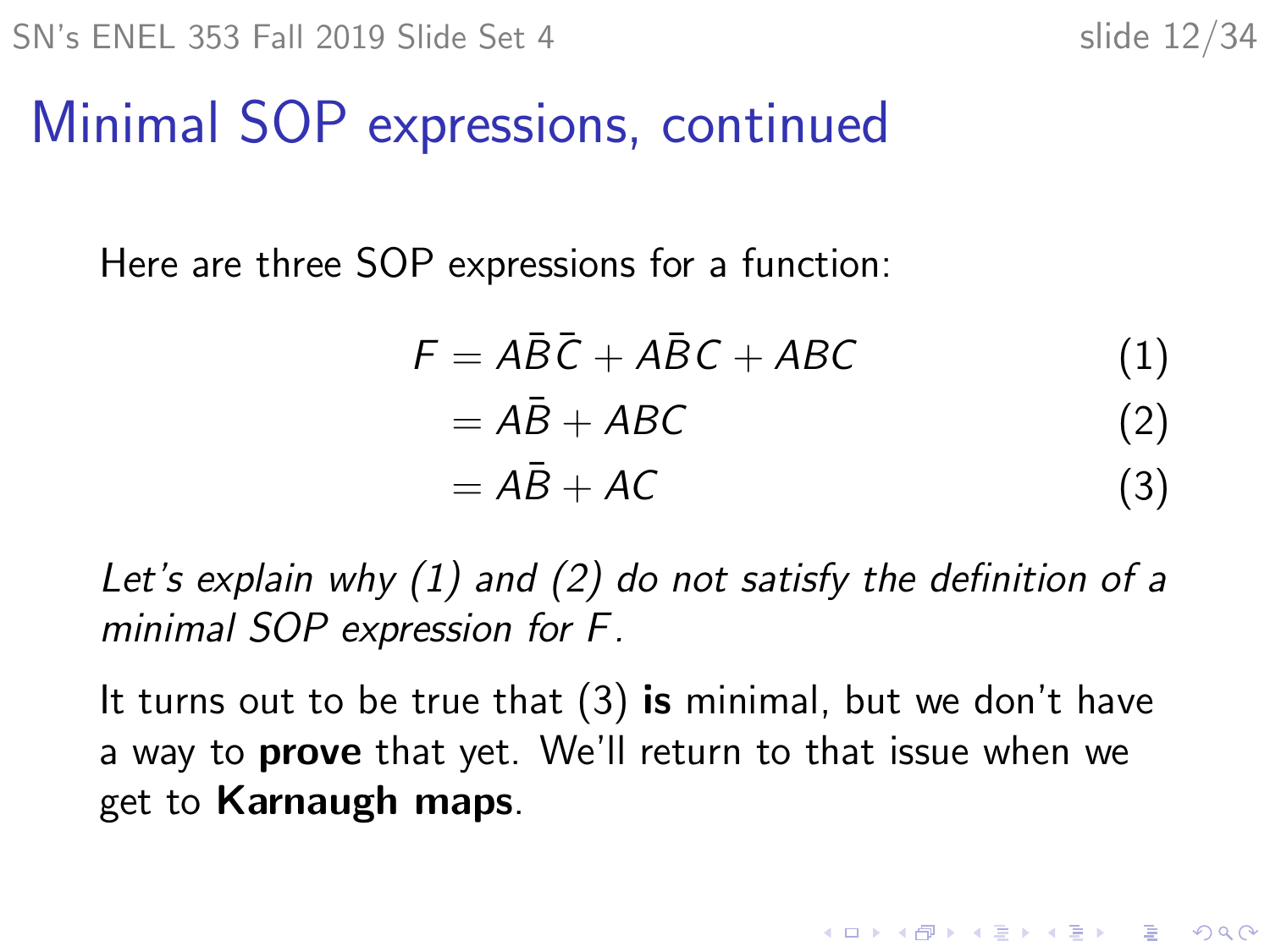# Minimal SOP expressions, continued

Here are three SOP expressions for a function:

$$
\begin{aligned}
F &= A\bar{B}\bar{C} + A\bar{B}C + ABC && (1) \\
&= A\bar{B} + ABC && (2) \\
&= A\bar{B} + AC && (3)
\end{aligned}
$$

*Let's explain why (1) and (2) do not satisfy the definition of a minimal SOP expression for $F$.*

It turns out to be true that (3) **is** minimal, but we don't have a way to **prove** that yet. We'll return to that issue when we get to **Karnaugh maps**.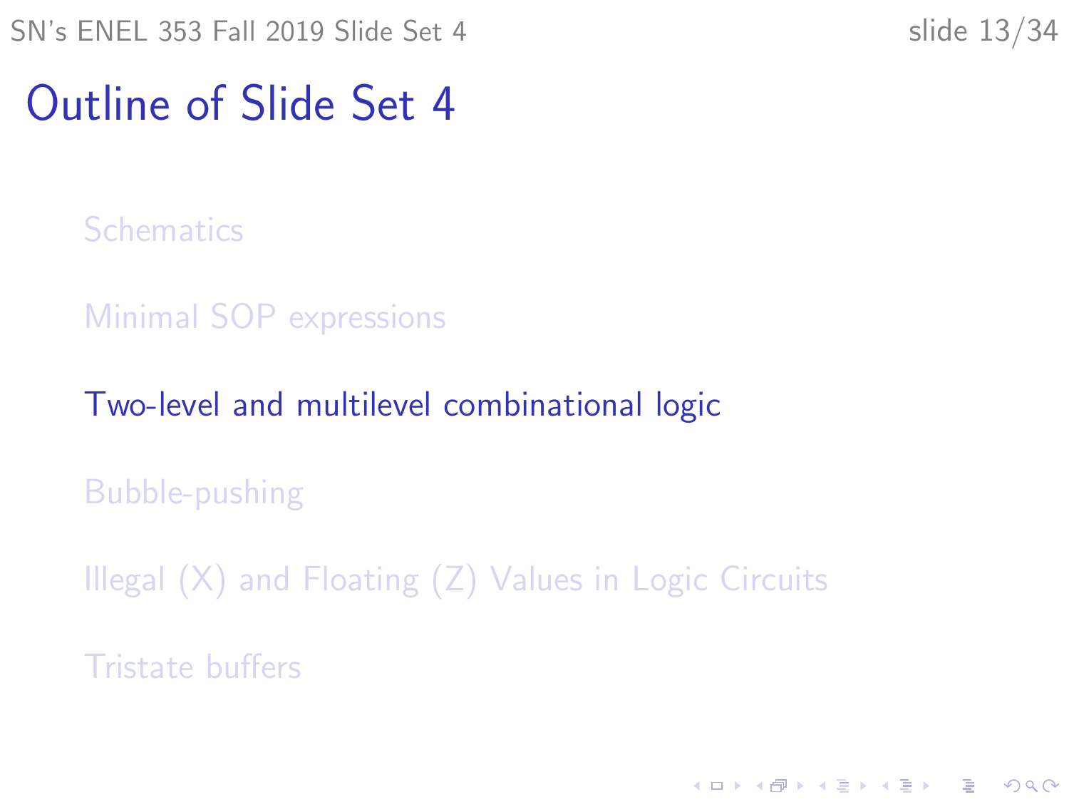# Outline of Slide Set 4

- Schematics
- Minimal SOP expressions
- Two-level and multilevel combinational logic
- Bubble-pushing
- Illegal (X) and Floating (Z) Values in Logic Circuits
- Tristate buffers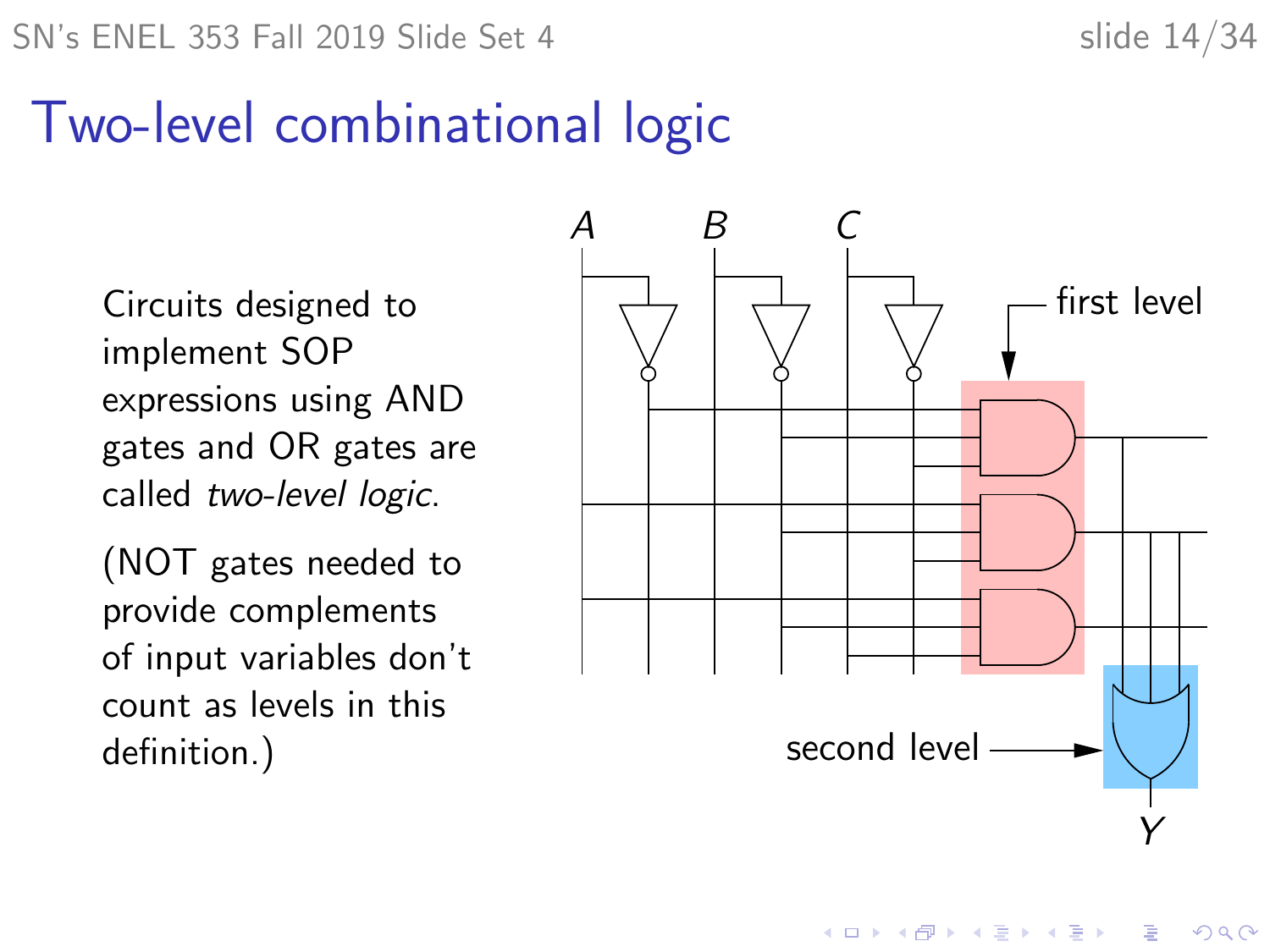# Two-level combinational logic

Circuits designed to implement SOP expressions using AND gates and OR gates are called *two-level logic*.

(NOT gates needed to provide complements of input variables don't count as levels in this definition.)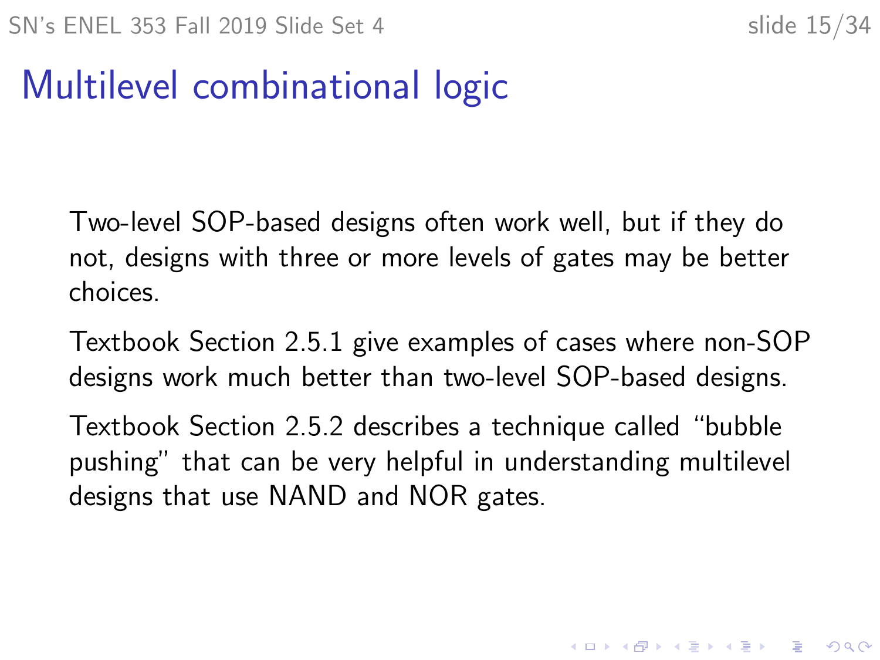# Multilevel combinational logic

Two-level SOP-based designs often work well, but if they do not, designs with three or more levels of gates may be better choices.

Textbook Section 2.5.1 give examples of cases where non-SOP designs work much better than two-level SOP-based designs.

Textbook Section 2.5.2 describes a technique called "bubble pushing" that can be very helpful in understanding multilevel designs that use NAND and NOR gates.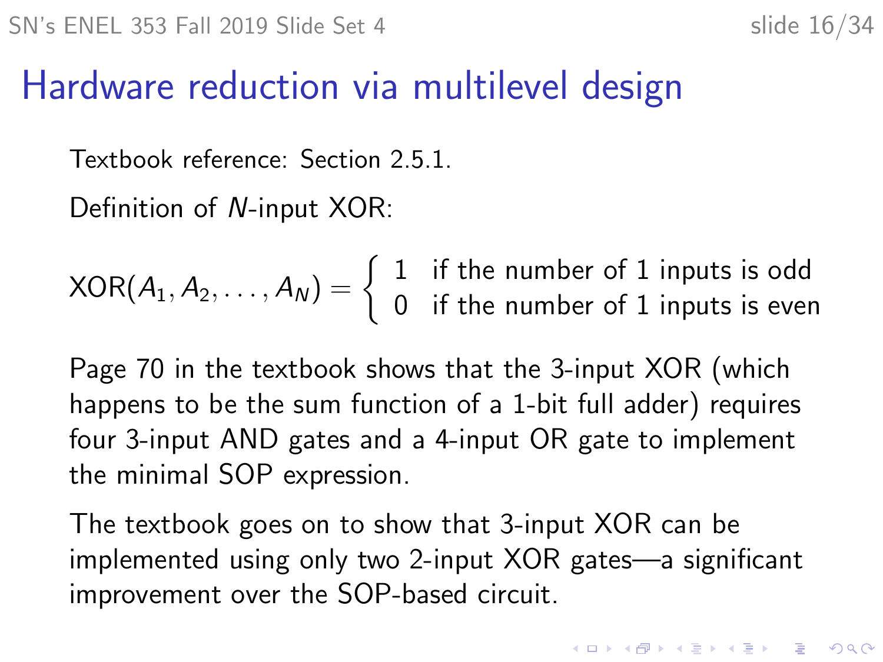# Hardware reduction via multilevel design

Textbook reference: Section 2.5.1.

Definition of $N$-input XOR:

$$\text{XOR}(A_1, A_2, \ldots, A_N) = \begin{cases} 1 & \text{if the number of 1 inputs is odd} \\ 0 & \text{if the number of 1 inputs is even} \end{cases}$$

Page 70 in the textbook shows that the 3-input XOR (which happens to be the sum function of a 1-bit full adder) requires four 3-input AND gates and a 4-input OR gate to implement the minimal SOP expression.

The textbook goes on to show that 3-input XOR can be implemented using only two 2-input XOR gates—a significant improvement over the SOP-based circuit.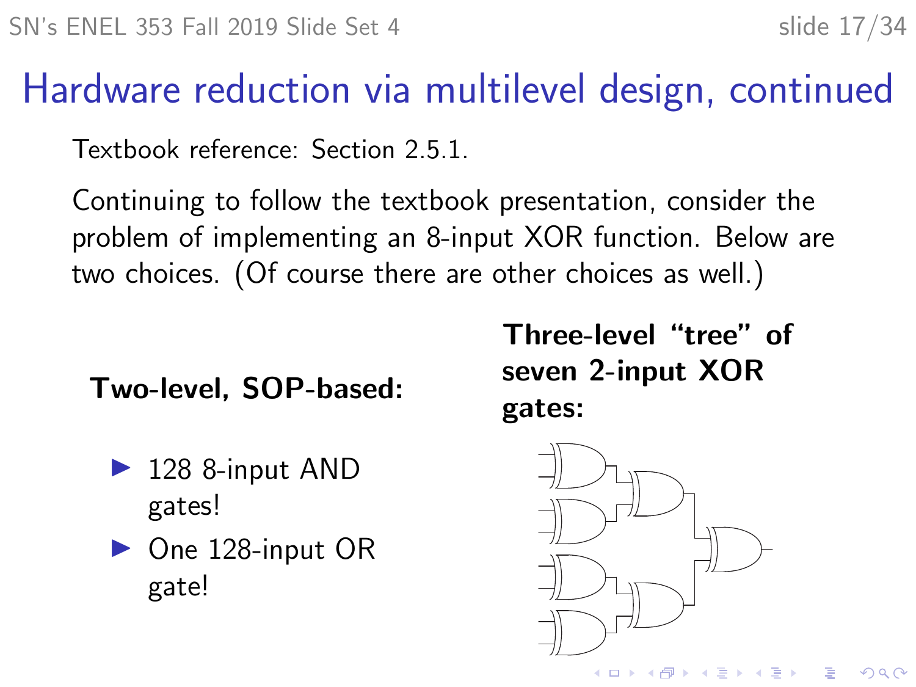# Hardware reduction via multilevel design, continued

Textbook reference: Section 2.5.1.

Continuing to follow the textbook presentation, consider the problem of implementing an 8-input XOR function. Below are two choices. (Of course there are other choices as well.)

**Two-level, SOP-based:**

- 128 8-input AND gates!
- One 128-input OR gate!

**Three-level "tree" of seven 2-input XOR gates:**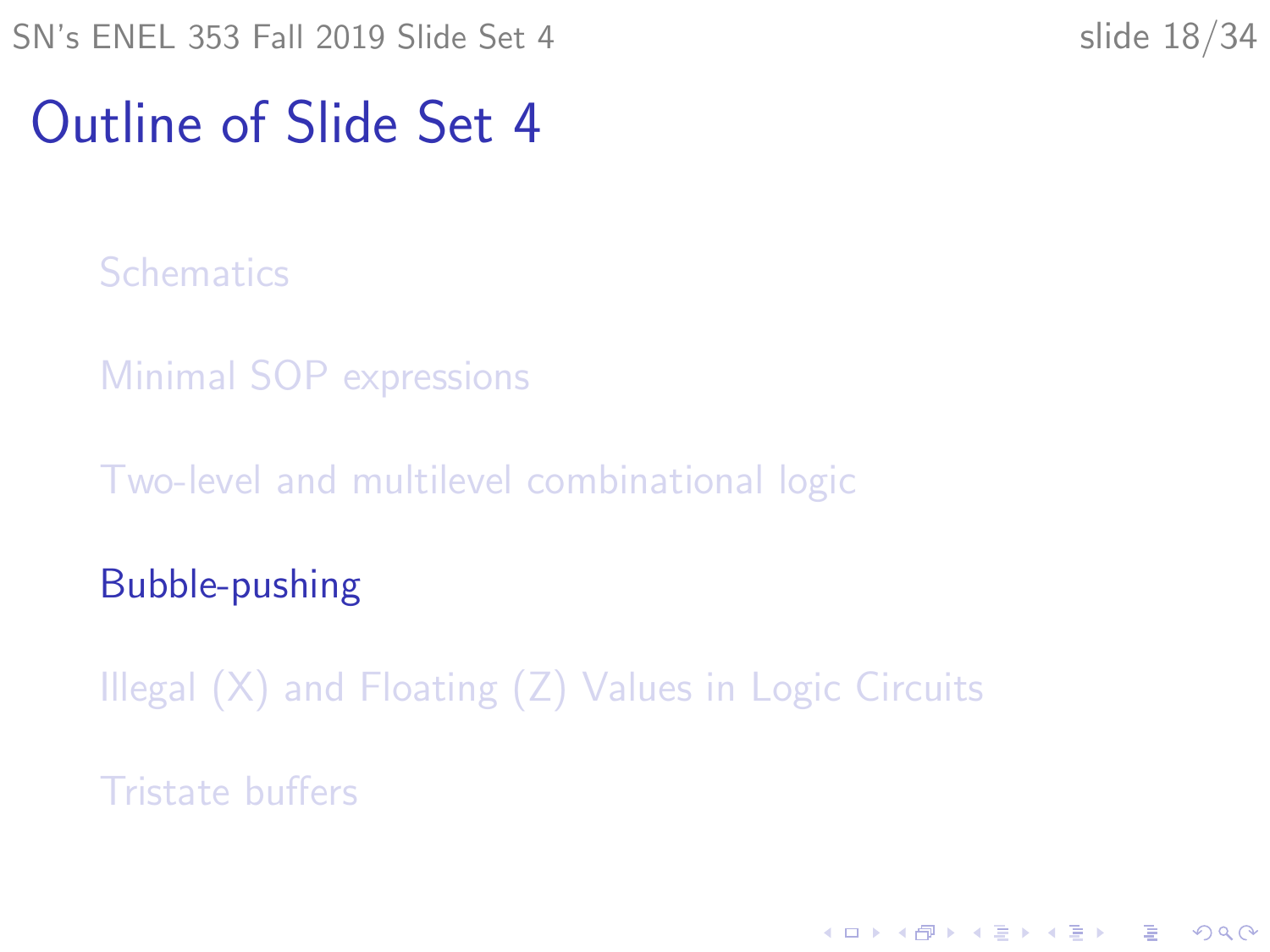# Outline of Slide Set 4

Schematics

Minimal SOP expressions

Two-level and multilevel combinational logic

Bubble-pushing

Illegal (X) and Floating (Z) Values in Logic Circuits

Tristate buffers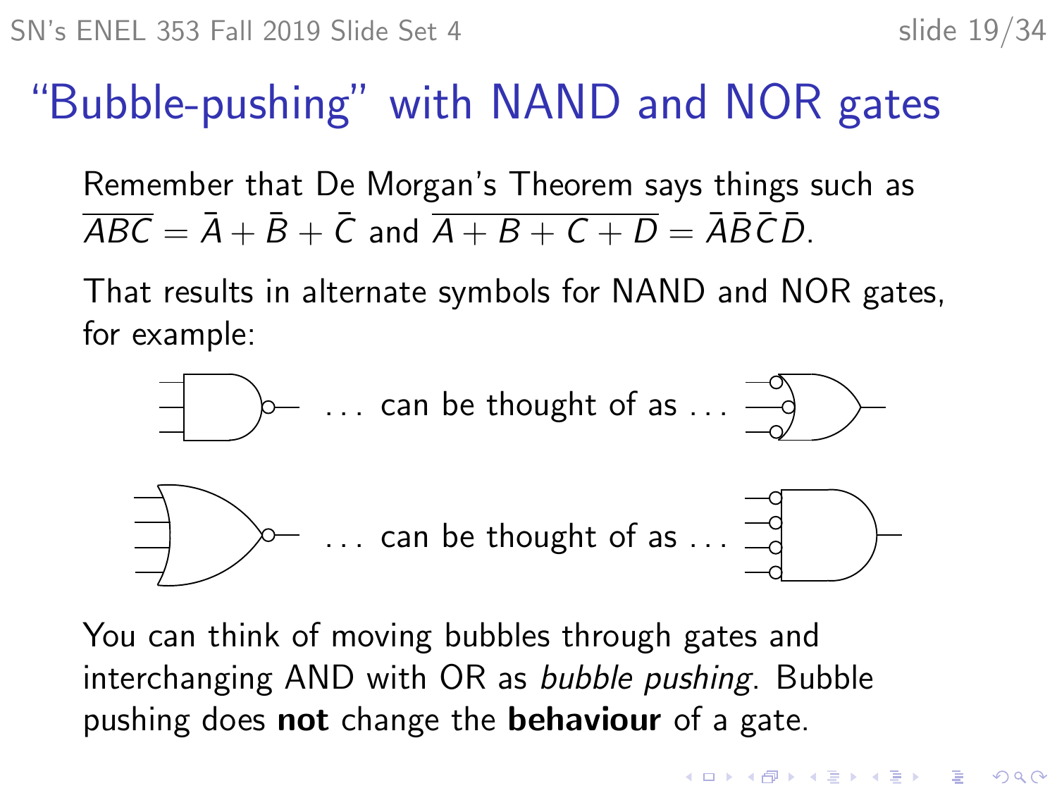# "Bubble-pushing" with NAND and NOR gates

Remember that De Morgan's Theorem says things such as $\overline{ABC} = \bar{A} + \bar{B} + \bar{C}$ and $\overline{A + B + C + D} = \bar{A}\bar{B}\bar{C}\bar{D}$.

That results in alternate symbols for NAND and NOR gates, for example:

. . . can be thought of as . . .

. . . can be thought of as . . .

You can think of moving bubbles through gates and interchanging AND with OR as *bubble pushing*. Bubble pushing does **not** change the **behaviour** of a gate.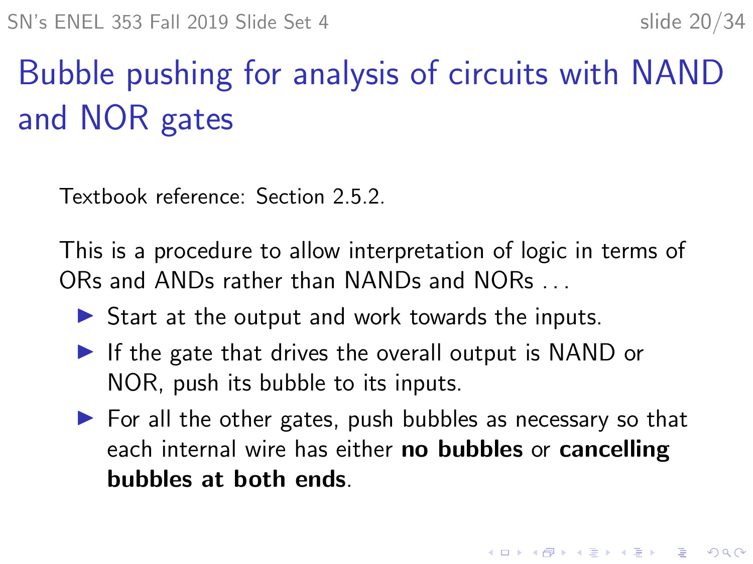# Bubble pushing for analysis of circuits with NAND and NOR gates

Textbook reference: Section 2.5.2.

This is a procedure to allow interpretation of logic in terms of ORs and ANDs rather than NANDs and NORs . . .

- Start at the output and work towards the inputs.
- If the gate that drives the overall output is NAND or NOR, push its bubble to its inputs.
- For all the other gates, push bubbles as necessary so that each internal wire has either **no bubbles** or **cancelling bubbles at both ends**.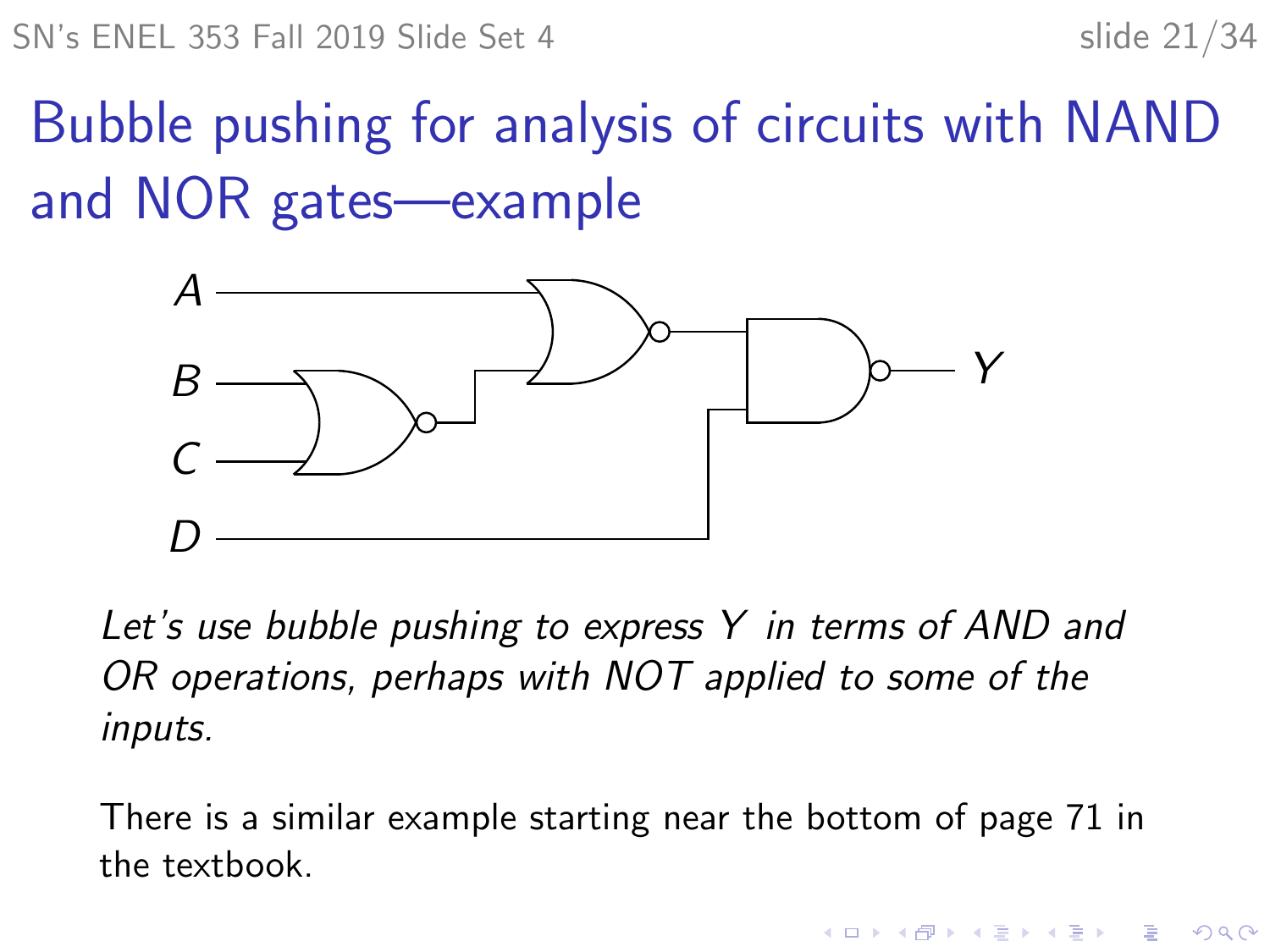# Bubble pushing for analysis of circuits with NAND and NOR gates—example

*Let's use bubble pushing to express $Y$ in terms of AND and OR operations, perhaps with NOT applied to some of the inputs.*

There is a similar example starting near the bottom of page 71 in the textbook.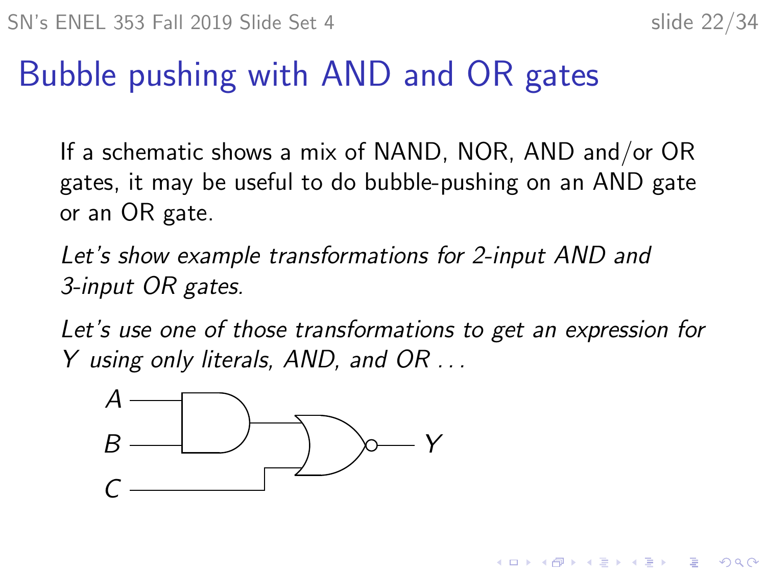# Bubble pushing with AND and OR gates

If a schematic shows a mix of NAND, NOR, AND and/or OR gates, it may be useful to do bubble-pushing on an AND gate or an OR gate.

*Let's show example transformations for 2-input AND and 3-input OR gates.*

*Let's use one of those transformations to get an expression for $Y$ using only literals, AND, and OR . . .*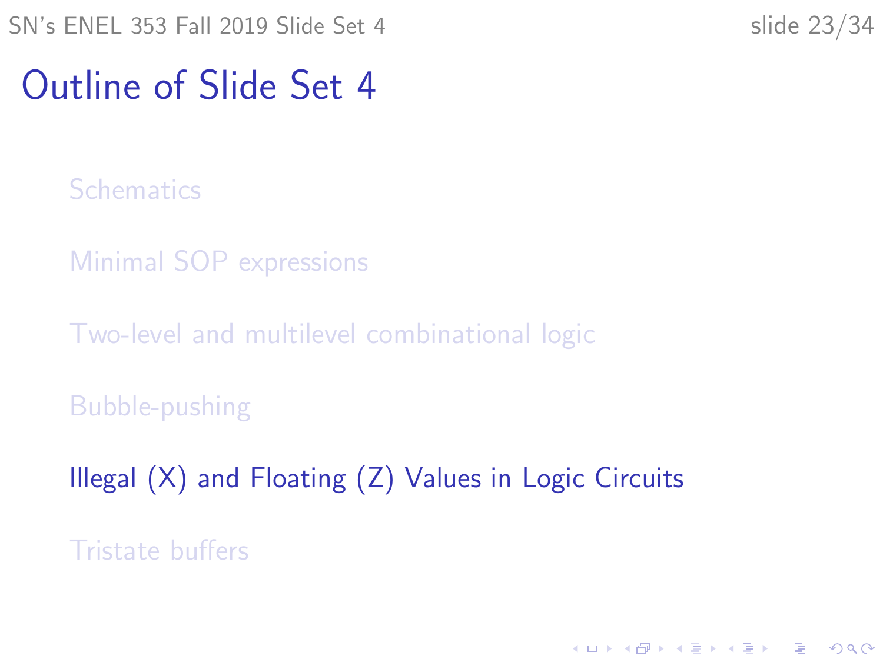# Outline of Slide Set 4

- Schematics
- Minimal SOP expressions
- Two-level and multilevel combinational logic
- Bubble-pushing
- Illegal (X) and Floating (Z) Values in Logic Circuits
- Tristate buffers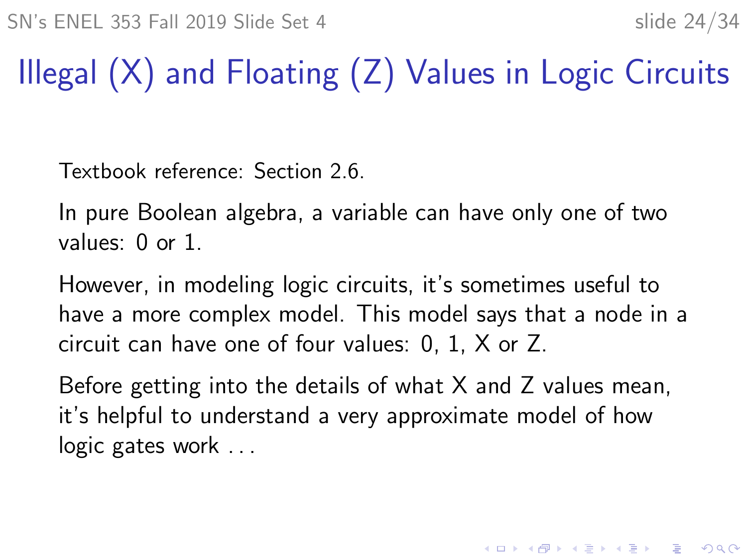# Illegal (X) and Floating (Z) Values in Logic Circuits

Textbook reference: Section 2.6.

In pure Boolean algebra, a variable can have only one of two values: 0 or 1.

However, in modeling logic circuits, it's sometimes useful to have a more complex model. This model says that a node in a circuit can have one of four values: 0, 1, X or Z.

Before getting into the details of what X and Z values mean, it's helpful to understand a very approximate model of how logic gates work . . .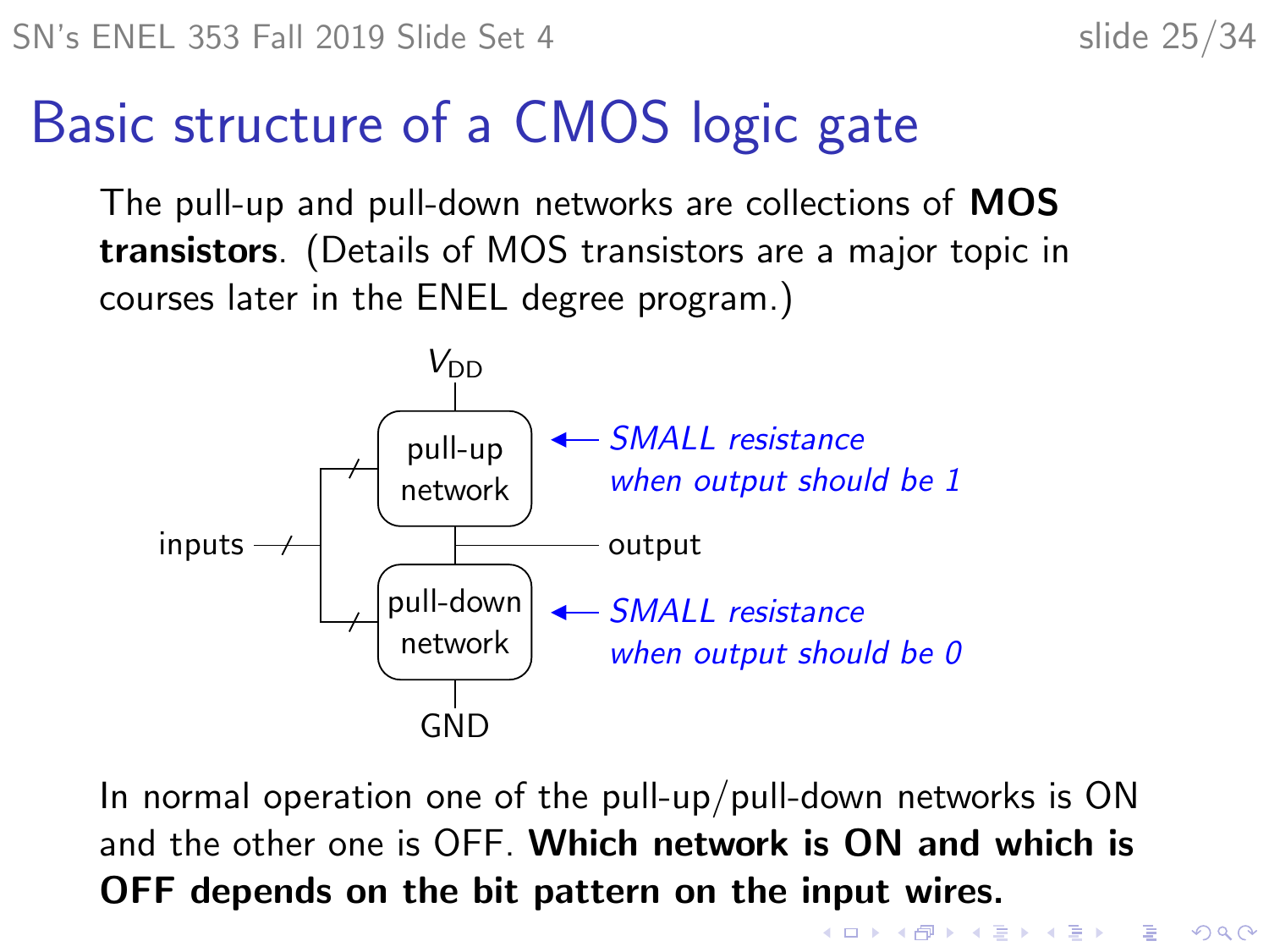# Basic structure of a CMOS logic gate

The pull-up and pull-down networks are collections of **MOS transistors**. (Details of MOS transistors are a major topic in courses later in the ENEL degree program.)

$V_{DD}$

pull-up network ← *SMALL resistance when output should be 1*

inputs — output

pull-down network ← *SMALL resistance when output should be 0*

GND

In normal operation one of the pull-up/pull-down networks is ON and the other one is OFF. **Which network is ON and which is OFF depends on the bit pattern on the input wires.**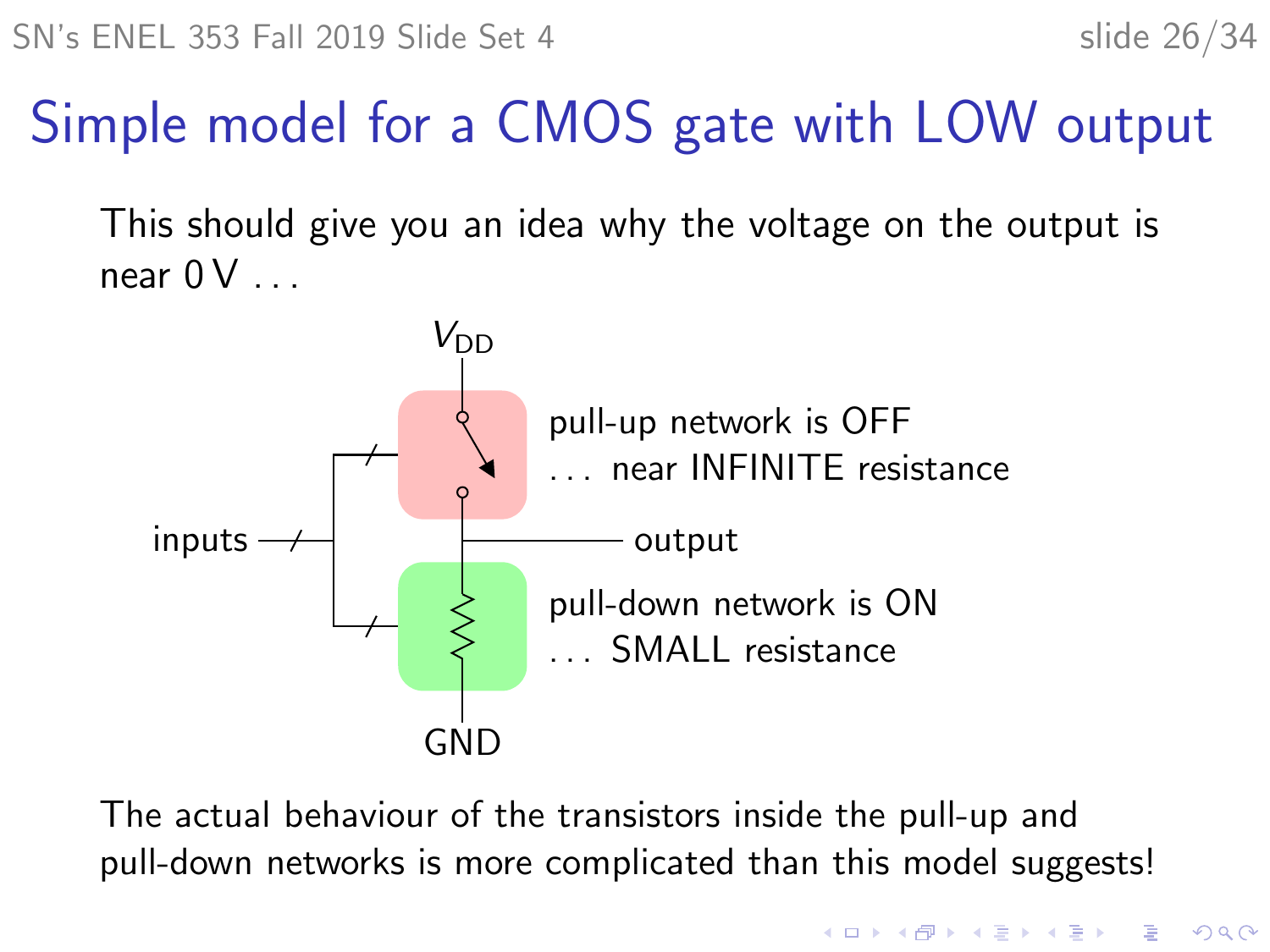# Simple model for a CMOS gate with LOW output

This should give you an idea why the voltage on the output is near 0 V . . .

$V_{DD}$

pull-up network is OFF
. . . near INFINITE resistance

inputs

output

pull-down network is ON
. . . SMALL resistance

GND

The actual behaviour of the transistors inside the pull-up and pull-down networks is more complicated than this model suggests!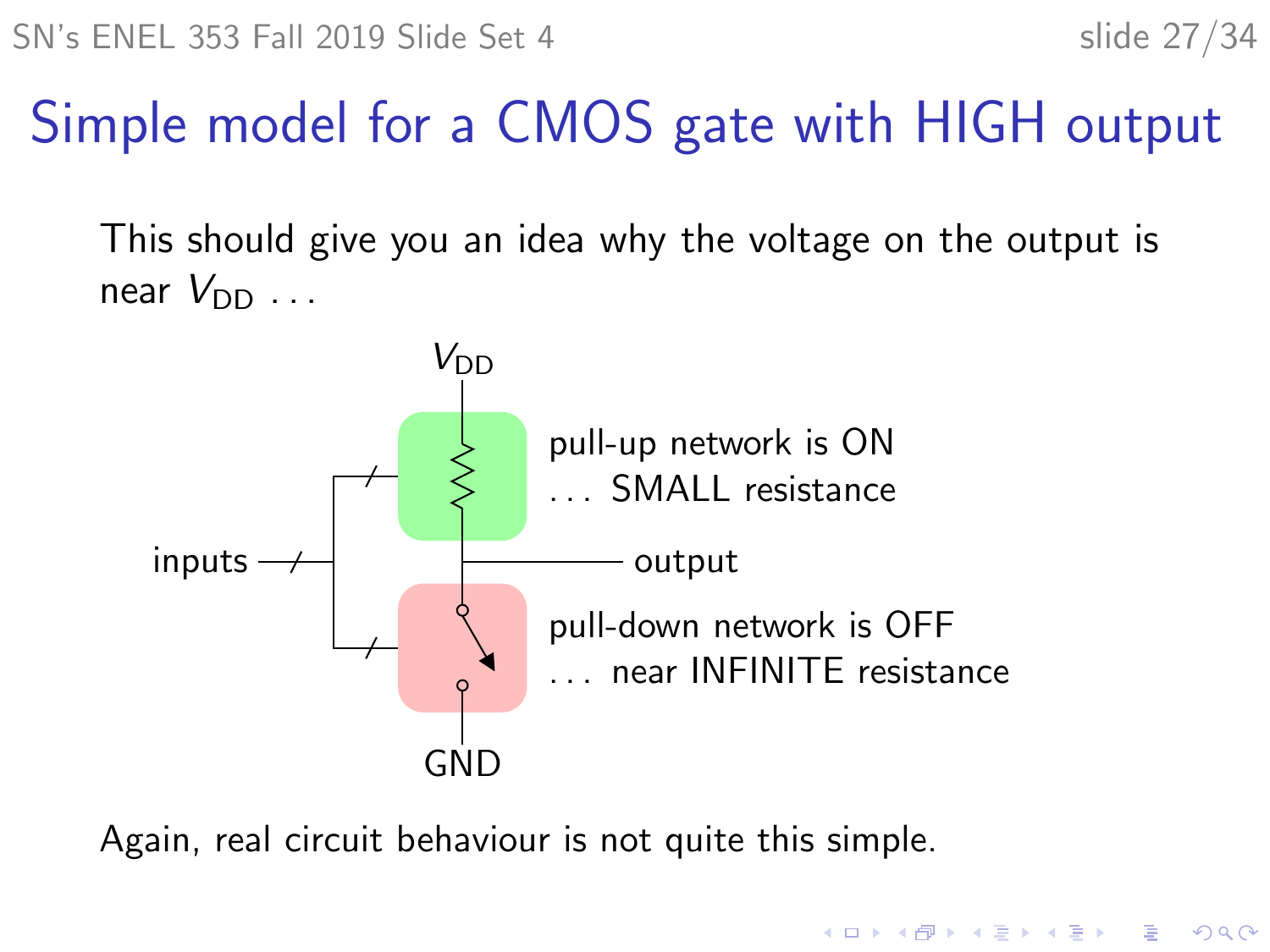# Simple model for a CMOS gate with HIGH output

This should give you an idea why the voltage on the output is near $V_{DD}$ . . .

$V_{DD}$

pull-up network is ON
. . . SMALL resistance

inputs

output

pull-down network is OFF
. . . near INFINITE resistance

GND

Again, real circuit behaviour is not quite this simple.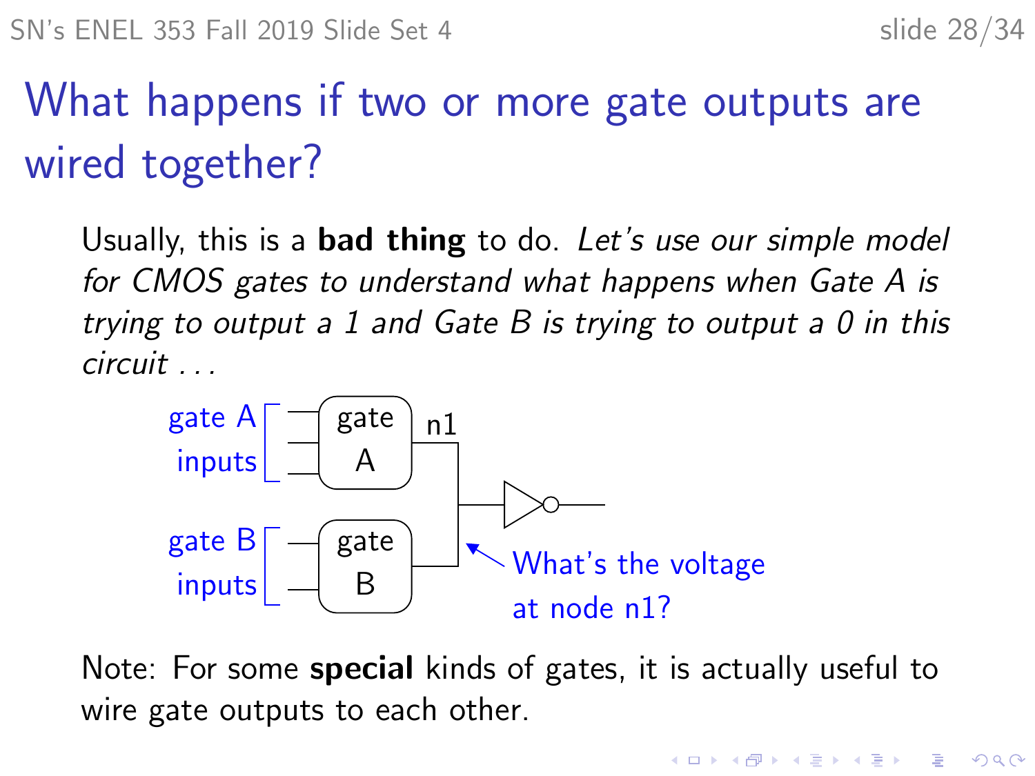# What happens if two or more gate outputs are wired together?

Usually, this is a **bad thing** to do. *Let's use our simple model for CMOS gates to understand what happens when Gate A is trying to output a 1 and Gate B is trying to output a 0 in this circuit . . .*

gate A inputs

gate A

n1

gate B inputs

gate B

What's the voltage at node n1?

Note: For some **special** kinds of gates, it is actually useful to wire gate outputs to each other.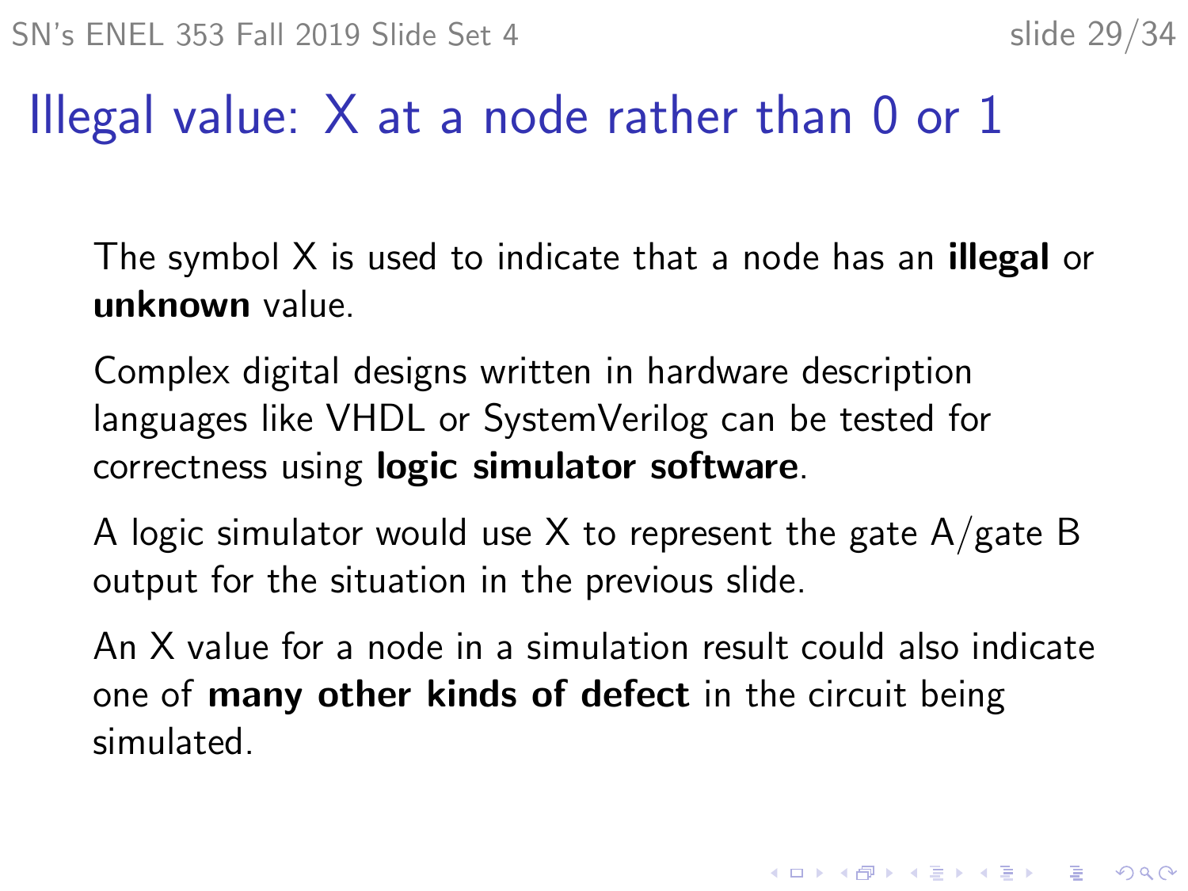# Illegal value: X at a node rather than 0 or 1

The symbol X is used to indicate that a node has an **illegal** or **unknown** value.

Complex digital designs written in hardware description languages like VHDL or SystemVerilog can be tested for correctness using **logic simulator software**.

A logic simulator would use X to represent the gate A/gate B output for the situation in the previous slide.

An X value for a node in a simulation result could also indicate one of **many other kinds of defect** in the circuit being simulated.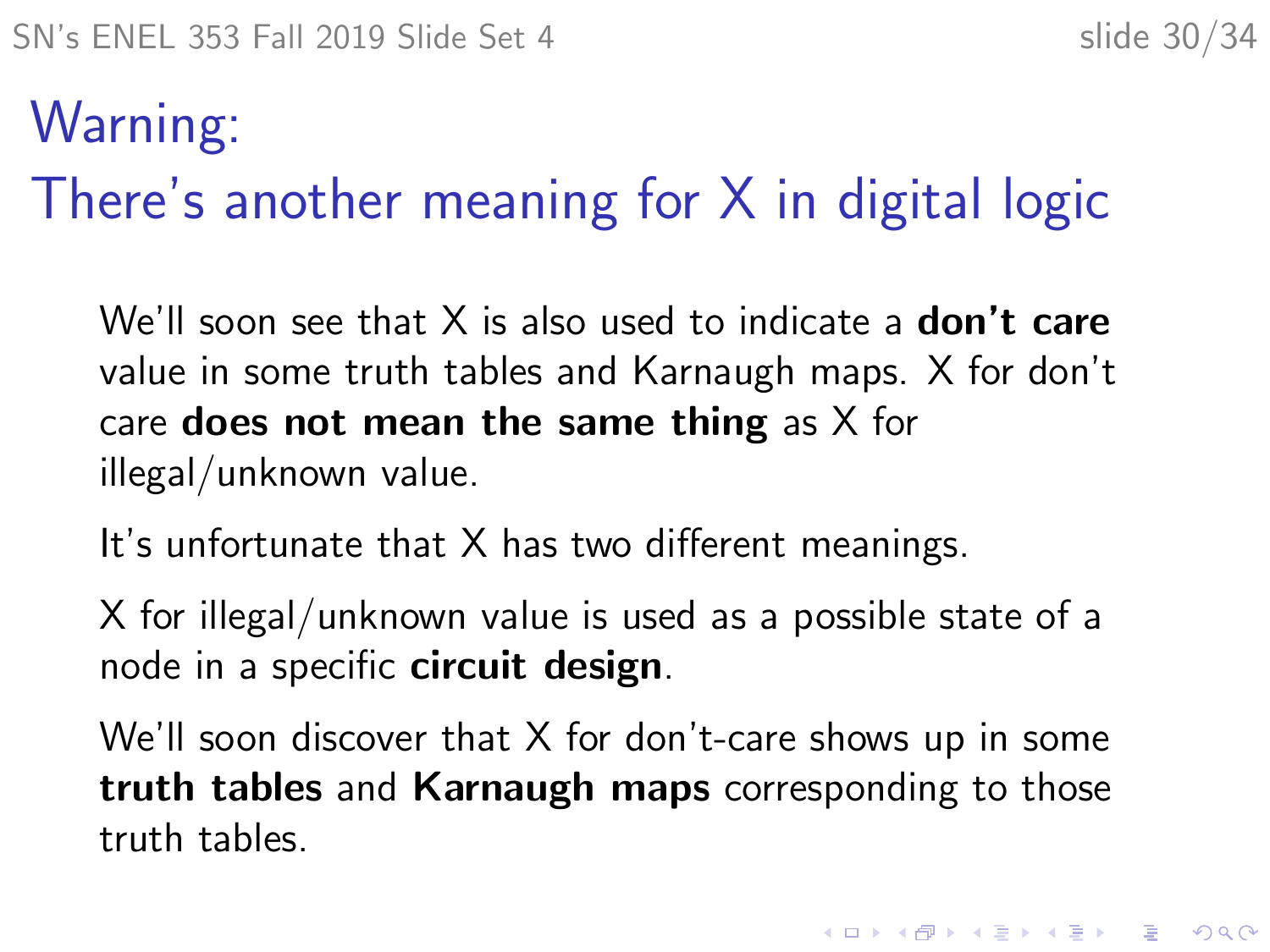# Warning:
# There's another meaning for X in digital logic

We'll soon see that X is also used to indicate a **don't care** value in some truth tables and Karnaugh maps. X for don't care **does not mean the same thing** as X for illegal/unknown value.

It's unfortunate that X has two different meanings.

X for illegal/unknown value is used as a possible state of a node in a specific **circuit design**.

We'll soon discover that X for don't-care shows up in some **truth tables** and **Karnaugh maps** corresponding to those truth tables.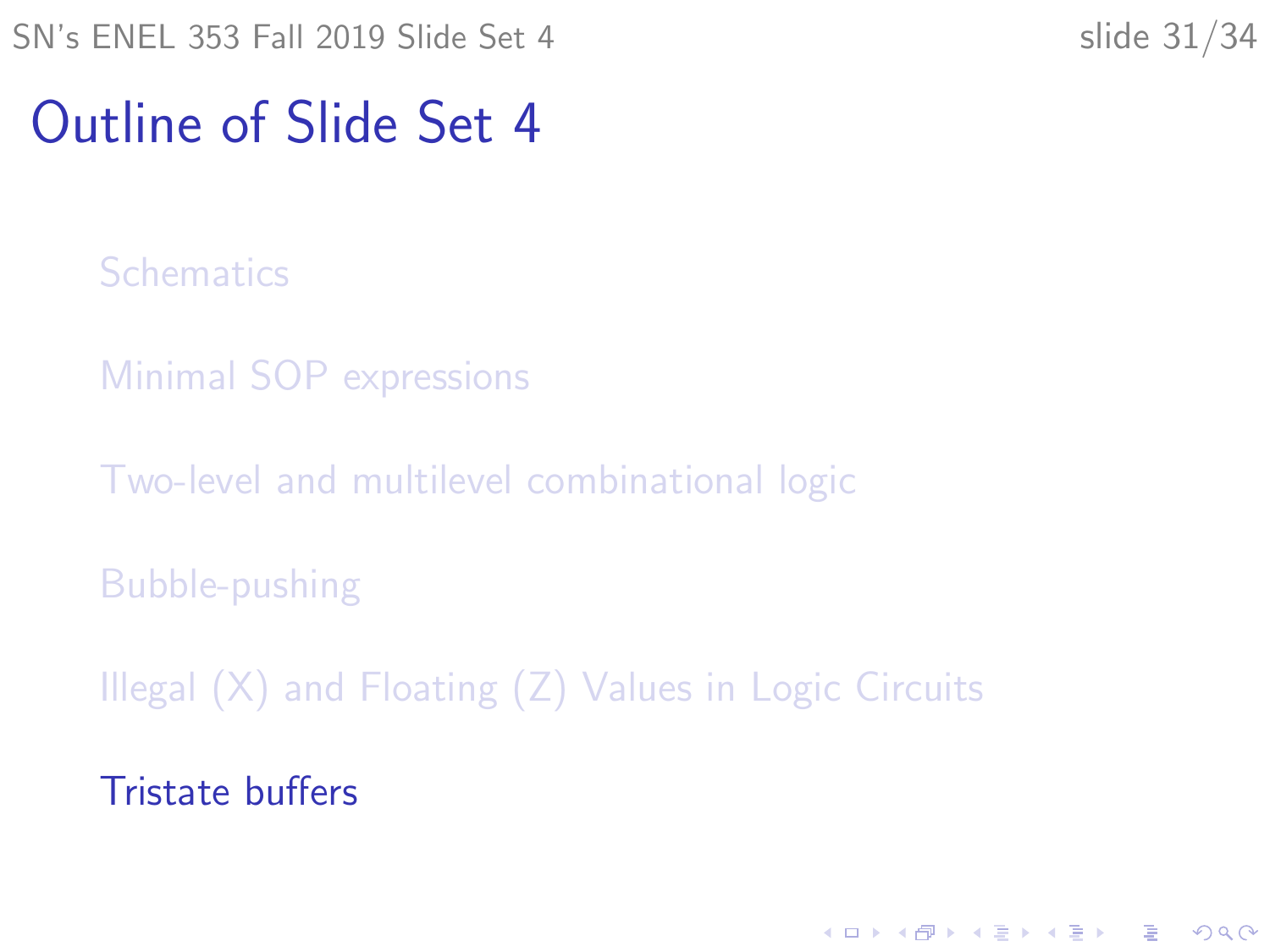# Outline of Slide Set 4

- Schematics
- Minimal SOP expressions
- Two-level and multilevel combinational logic
- Bubble-pushing
- Illegal (X) and Floating (Z) Values in Logic Circuits
- Tristate buffers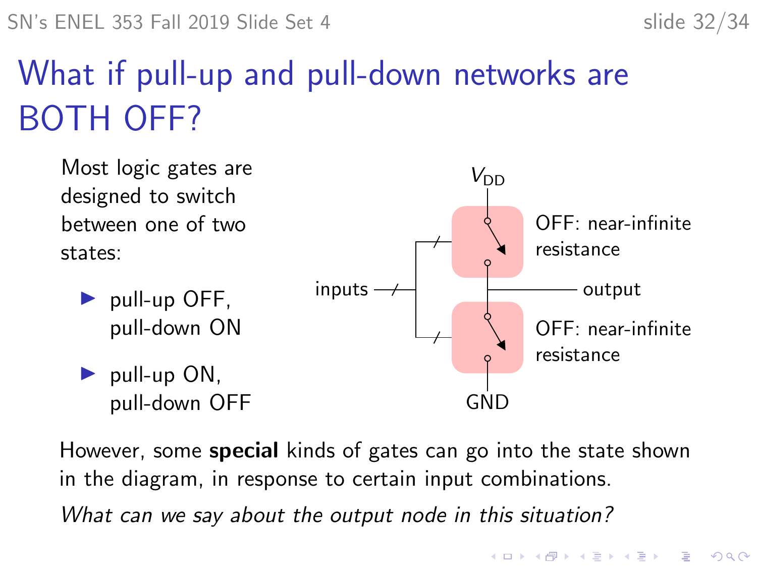# What if pull-up and pull-down networks are BOTH OFF?

Most logic gates are designed to switch between one of two states:

- pull-up OFF, pull-down ON
- pull-up ON, pull-down OFF

$V_{DD}$

OFF: near-infinite resistance

inputs

output

OFF: near-infinite resistance

GND

However, some **special** kinds of gates can go into the state shown in the diagram, in response to certain input combinations.

*What can we say about the output node in this situation?*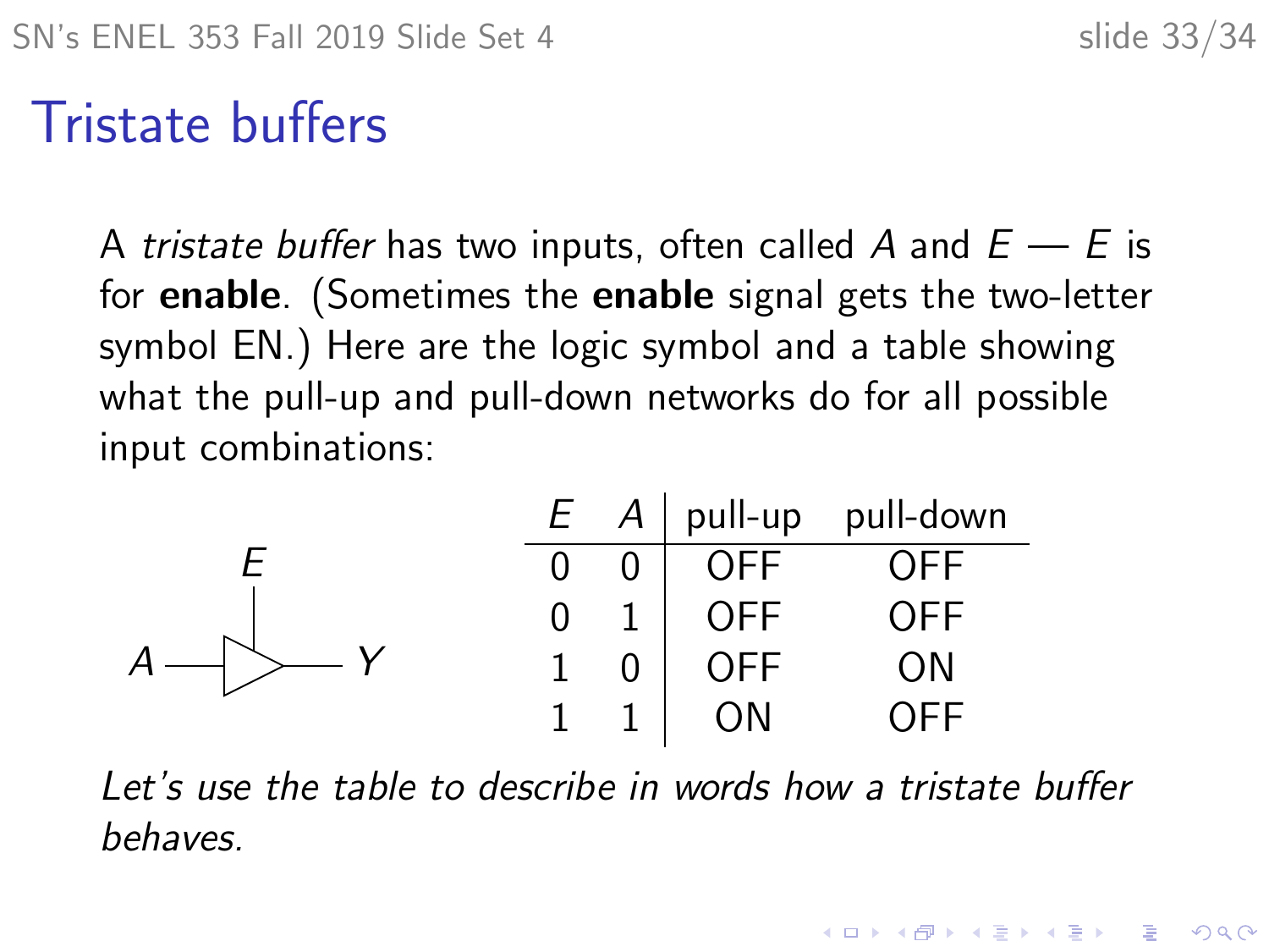# Tristate buffers

A *tristate buffer* has two inputs, often called $A$ and $E$ — $E$ is for **enable**. (Sometimes the **enable** signal gets the two-letter symbol EN.) Here are the logic symbol and a table showing what the pull-up and pull-down networks do for all possible input combinations:

| $E$ | $A$ | pull-up | pull-down |
|---|---|---|---|
| 0 | 0 | OFF | OFF |
| 0 | 1 | OFF | OFF |
| 1 | 0 | OFF | ON |
| 1 | 1 | ON | OFF |

*Let's use the table to describe in words how a tristate buffer behaves.*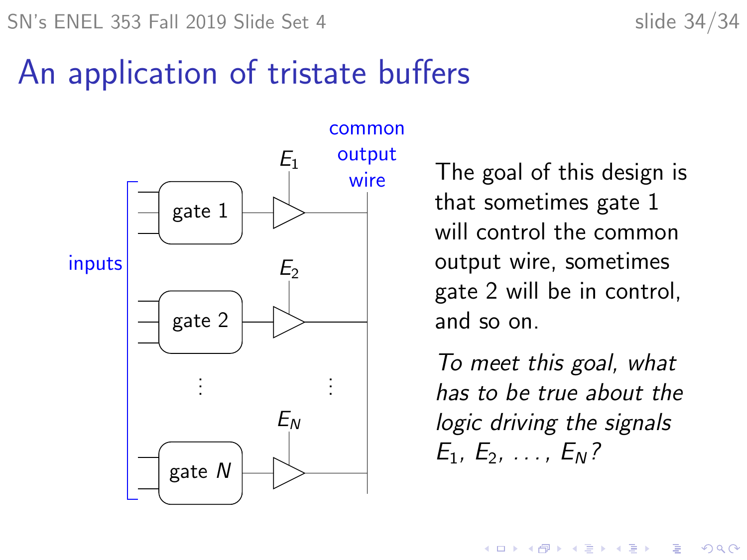# An application of tristate buffers

common output wire

$E_1$

$E_2$

$E_N$

inputs

gate 1

gate 2

gate $N$

The goal of this design is that sometimes gate 1 will control the common output wire, sometimes gate 2 will be in control, and so on.

*To meet this goal, what has to be true about the logic driving the signals $E_1$, $E_2$, ..., $E_N$?*